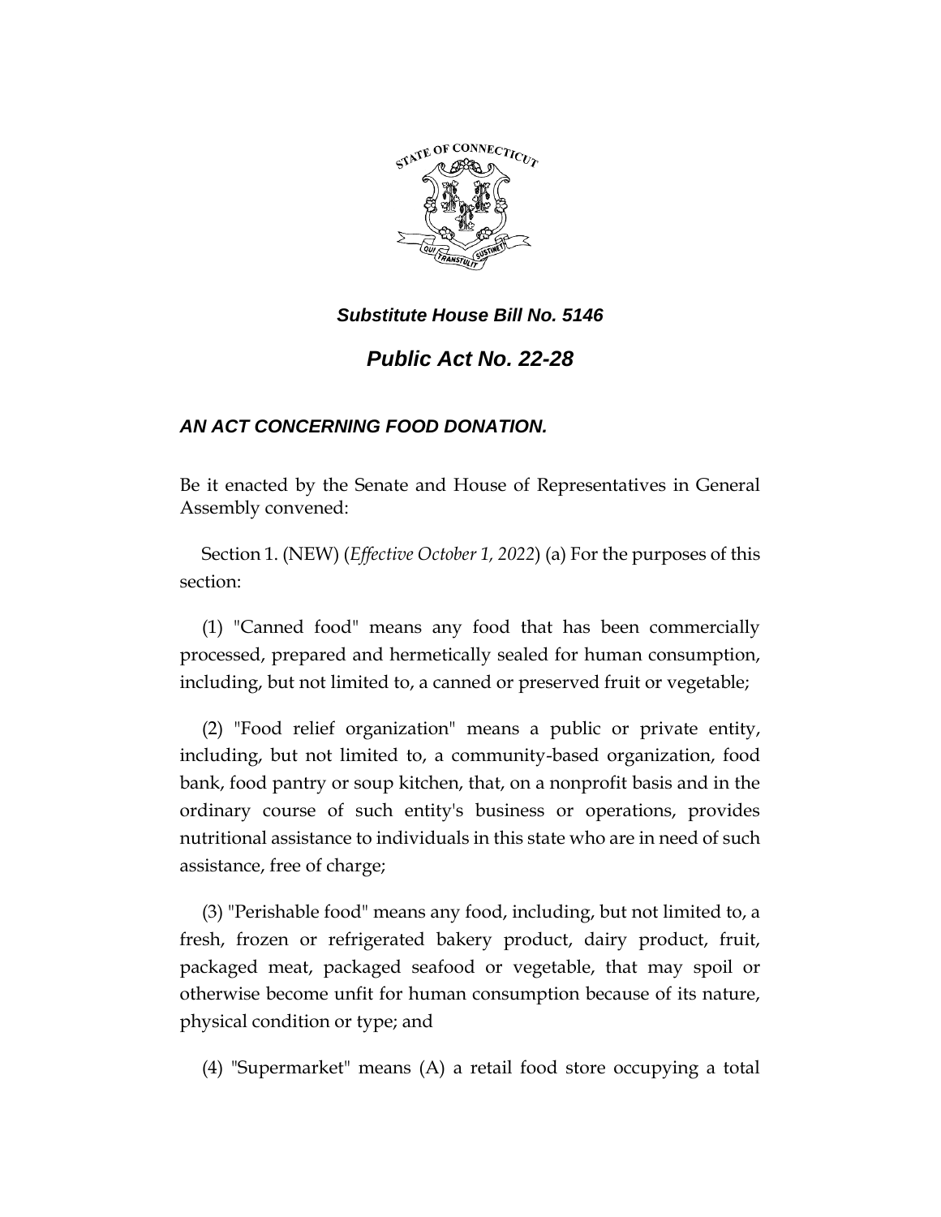***Substitute House Bill No. 5146***

# *Public Act No. 22-28*

## *AN ACT CONCERNING FOOD DONATION.*

Be it enacted by the Senate and House of Representatives in General Assembly convened:

Section 1. (NEW) (*Effective October 1, 2022*) (a) For the purposes of this section:

(1) "Canned food" means any food that has been commercially processed, prepared and hermetically sealed for human consumption, including, but not limited to, a canned or preserved fruit or vegetable;

(2) "Food relief organization" means a public or private entity, including, but not limited to, a community-based organization, food bank, food pantry or soup kitchen, that, on a nonprofit basis and in the ordinary course of such entity's business or operations, provides nutritional assistance to individuals in this state who are in need of such assistance, free of charge;

(3) "Perishable food" means any food, including, but not limited to, a fresh, frozen or refrigerated bakery product, dairy product, fruit, packaged meat, packaged seafood or vegetable, that may spoil or otherwise become unfit for human consumption because of its nature, physical condition or type; and

(4) "Supermarket" means (A) a retail food store occupying a total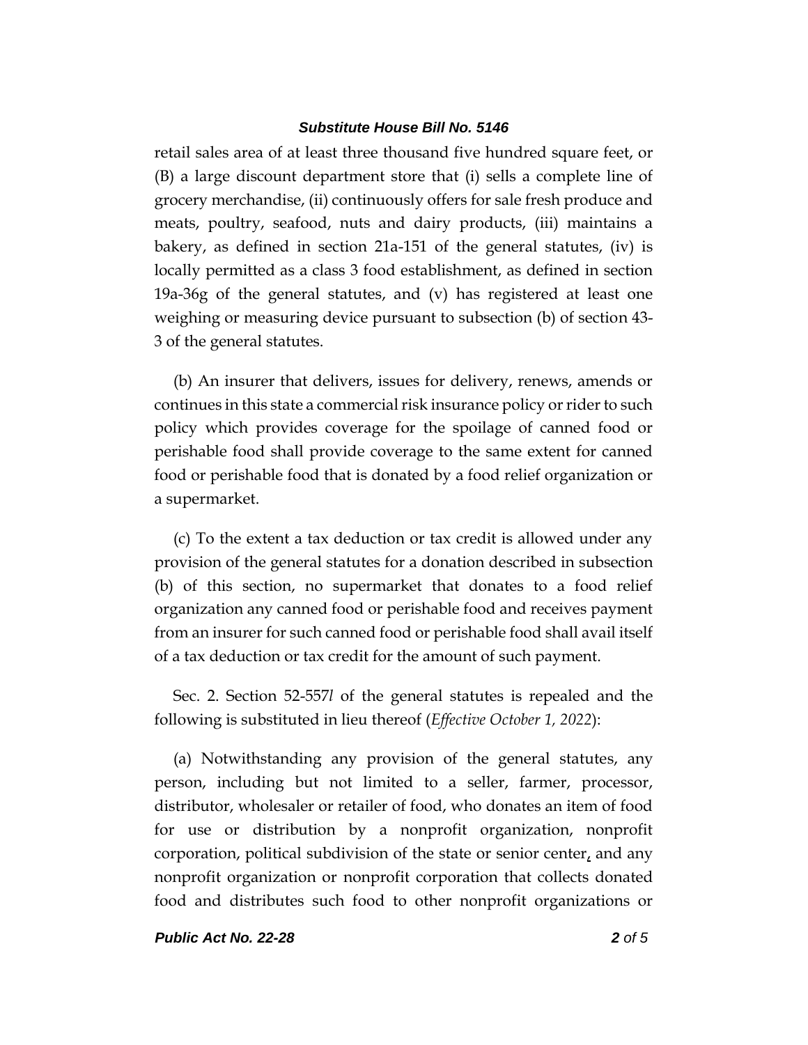retail sales area of at least three thousand five hundred square feet, or (B) a large discount department store that (i) sells a complete line of grocery merchandise, (ii) continuously offers for sale fresh produce and meats, poultry, seafood, nuts and dairy products, (iii) maintains a bakery, as defined in section 21a-151 of the general statutes, (iv) is locally permitted as a class 3 food establishment, as defined in section 19a-36g of the general statutes, and (v) has registered at least one weighing or measuring device pursuant to subsection (b) of section 43-3 of the general statutes.

(b) An insurer that delivers, issues for delivery, renews, amends or continues in this state a commercial risk insurance policy or rider to such policy which provides coverage for the spoilage of canned food or perishable food shall provide coverage to the same extent for canned food or perishable food that is donated by a food relief organization or a supermarket.

(c) To the extent a tax deduction or tax credit is allowed under any provision of the general statutes for a donation described in subsection (b) of this section, no supermarket that donates to a food relief organization any canned food or perishable food and receives payment from an insurer for such canned food or perishable food shall avail itself of a tax deduction or tax credit for the amount of such payment.

Sec. 2. Section 52-557*l* of the general statutes is repealed and the following is substituted in lieu thereof (*Effective October 1, 2022*):

(a) Notwithstanding any provision of the general statutes, any person, including but not limited to a seller, farmer, processor, distributor, wholesaler or retailer of food, who donates an item of food for use or distribution by a nonprofit organization, nonprofit corporation, political subdivision of the state or senior center, and any nonprofit organization or nonprofit corporation that collects donated food and distributes such food to other nonprofit organizations or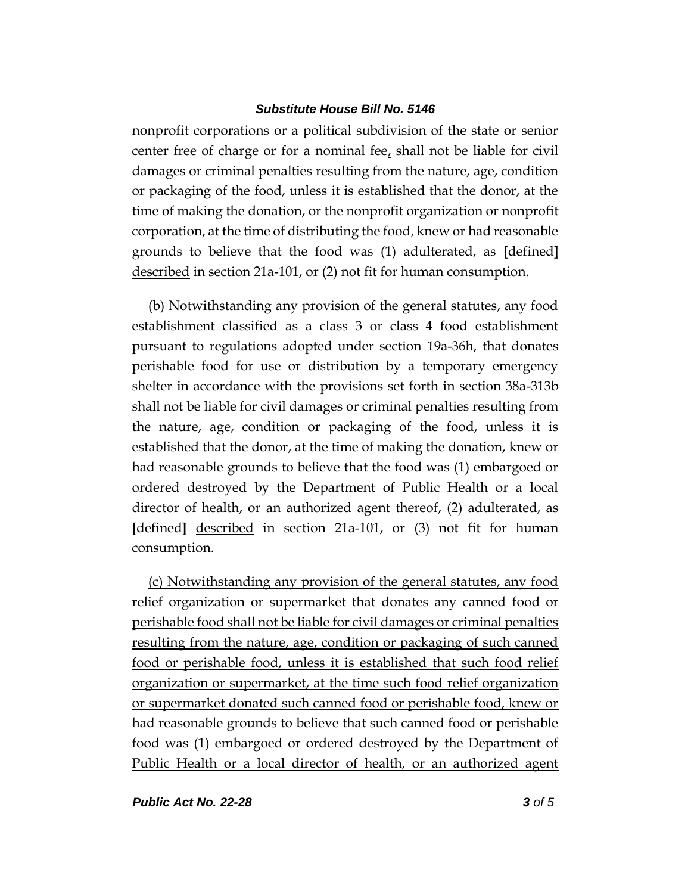nonprofit corporations or a political subdivision of the state or senior center free of charge or for a nominal fee, shall not be liable for civil damages or criminal penalties resulting from the nature, age, condition or packaging of the food, unless it is established that the donor, at the time of making the donation, or the nonprofit organization or nonprofit corporation, at the time of distributing the food, knew or had reasonable grounds to believe that the food was (1) adulterated, as [defined] <u>described</u> in section 21a-101, or (2) not fit for human consumption.

(b) Notwithstanding any provision of the general statutes, any food establishment classified as a class 3 or class 4 food establishment pursuant to regulations adopted under section 19a-36h, that donates perishable food for use or distribution by a temporary emergency shelter in accordance with the provisions set forth in section 38a-313b shall not be liable for civil damages or criminal penalties resulting from the nature, age, condition or packaging of the food, unless it is established that the donor, at the time of making the donation, knew or had reasonable grounds to believe that the food was (1) embargoed or ordered destroyed by the Department of Public Health or a local director of health, or an authorized agent thereof, (2) adulterated, as [defined] <u>described</u> in section 21a-101, or (3) not fit for human consumption.

<u>(c) Notwithstanding any provision of the general statutes, any food relief organization or supermarket that donates any canned food or perishable food shall not be liable for civil damages or criminal penalties resulting from the nature, age, condition or packaging of such canned food or perishable food, unless it is established that such food relief organization or supermarket, at the time such food relief organization or supermarket donated such canned food or perishable food, knew or had reasonable grounds to believe that such canned food or perishable food was (1) embargoed or ordered destroyed by the Department of Public Health or a local director of health, or an authorized agent</u>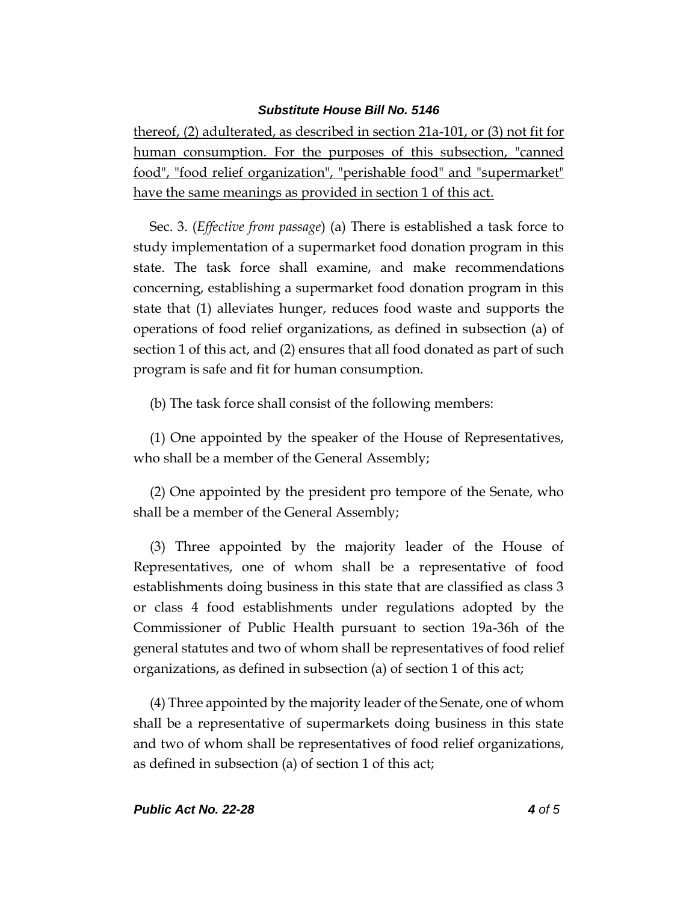thereof, (2) adulterated, as described in section 21a-101, or (3) not fit for human consumption. For the purposes of this subsection, "canned food", "food relief organization", "perishable food" and "supermarket" have the same meanings as provided in section 1 of this act.

Sec. 3. (*Effective from passage*) (a) There is established a task force to study implementation of a supermarket food donation program in this state. The task force shall examine, and make recommendations concerning, establishing a supermarket food donation program in this state that (1) alleviates hunger, reduces food waste and supports the operations of food relief organizations, as defined in subsection (a) of section 1 of this act, and (2) ensures that all food donated as part of such program is safe and fit for human consumption.

(b) The task force shall consist of the following members:

(1) One appointed by the speaker of the House of Representatives, who shall be a member of the General Assembly;

(2) One appointed by the president pro tempore of the Senate, who shall be a member of the General Assembly;

(3) Three appointed by the majority leader of the House of Representatives, one of whom shall be a representative of food establishments doing business in this state that are classified as class 3 or class 4 food establishments under regulations adopted by the Commissioner of Public Health pursuant to section 19a-36h of the general statutes and two of whom shall be representatives of food relief organizations, as defined in subsection (a) of section 1 of this act;

(4) Three appointed by the majority leader of the Senate, one of whom shall be a representative of supermarkets doing business in this state and two of whom shall be representatives of food relief organizations, as defined in subsection (a) of section 1 of this act;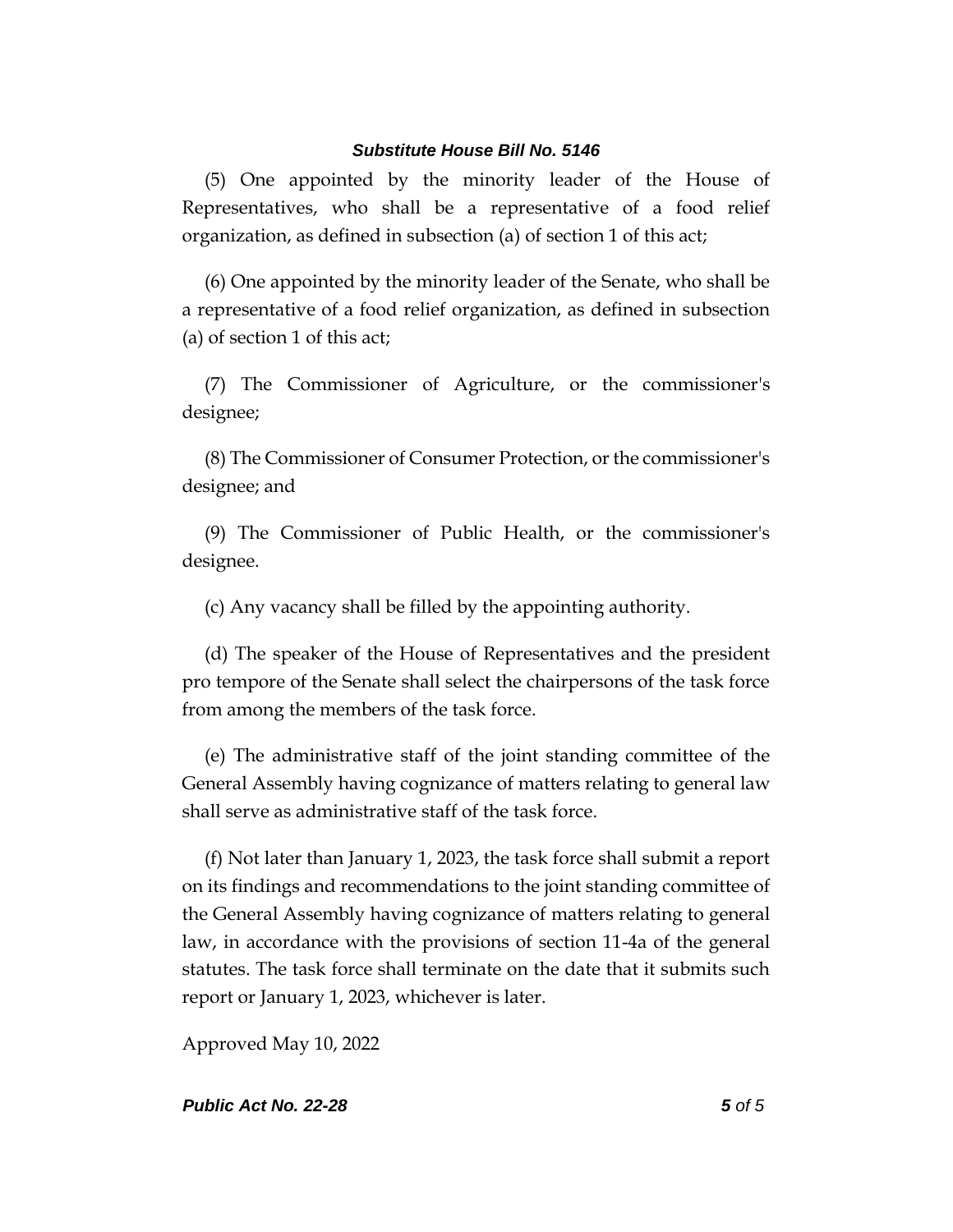(5) One appointed by the minority leader of the House of Representatives, who shall be a representative of a food relief organization, as defined in subsection (a) of section 1 of this act;

(6) One appointed by the minority leader of the Senate, who shall be a representative of a food relief organization, as defined in subsection (a) of section 1 of this act;

(7) The Commissioner of Agriculture, or the commissioner's designee;

(8) The Commissioner of Consumer Protection, or the commissioner's designee; and

(9) The Commissioner of Public Health, or the commissioner's designee.

(c) Any vacancy shall be filled by the appointing authority.

(d) The speaker of the House of Representatives and the president pro tempore of the Senate shall select the chairpersons of the task force from among the members of the task force.

(e) The administrative staff of the joint standing committee of the General Assembly having cognizance of matters relating to general law shall serve as administrative staff of the task force.

(f) Not later than January 1, 2023, the task force shall submit a report on its findings and recommendations to the joint standing committee of the General Assembly having cognizance of matters relating to general law, in accordance with the provisions of section 11-4a of the general statutes. The task force shall terminate on the date that it submits such report or January 1, 2023, whichever is later.

Approved May 10, 2022